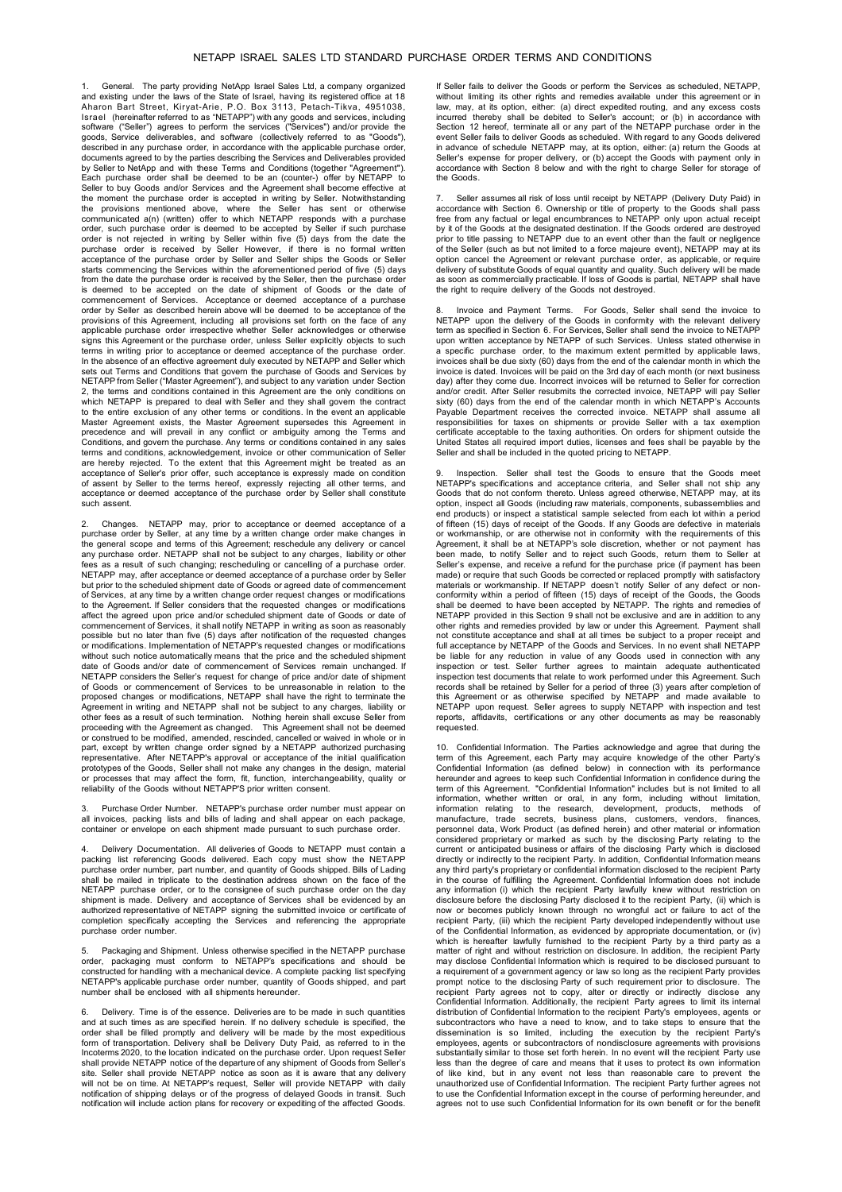# NETAPP ISRAEL SALES LTD STANDARD PURCHASE ORDER TERMS AND CONDITIONS

1. General. The party providing NetApp Israel Sales Ltd, a company organized and existing under the laws of the State of Israel, having its registered office at 18 Aharon Bart Street, Kiryat-Arie, P.O. Box 3113, Petach-Tikva, 4951038, Israel (hereinafter referred to as "NETAPP") with any goods and services, including software ("Seller") agrees to perform the services ("Services") and/or provide the goods, Service deliverables, and software (collectively referred to as "Goods"), described in any purchase order, in accordance with the applicable purchase order, documents agreed to by the parties describing the Services and Deliverables provided by Seller to NetApp and with these Terms and Conditions (together "Agreement"). Each purchase order shall be deemed to be an (counter-) offer by NETAPP to Seller to buy Goods and/or Services and the Agreement shall become effective at the moment the purchase order is accepted in writing by Seller. Notwithstanding the provisions mentioned above, where the Seller has sent or otherwise communicated a(n) (written) offer to which NETAPP responds with a purchase order, such purchase order is deemed to be accepted by Seller if such purchase order is not rejected in writing by Seller within five (5) days from the date the purchase order is received by Seller However, if there is no formal written acceptance of the purchase order by Seller and Seller ships the Goods or Seller starts commencing the Services within the aforementioned period of five (5) days from the date the purchase order is received by the Seller, then the purchase order is deemed to be accepted on the date of shipment of Goods or the date of commencement of Services. Acceptance or deemed acceptance of a purchase order by Seller as described herein above will be deemed to be acceptance of the provisions of this Agreement, including all provisions set forth on the face of any applicable purchase order irrespective whether Seller acknowledges or otherwise signs this Agreement or the purchase order, unless Seller explicitly objects to such terms in writing prior to acceptance or deemed acceptance of the purchase order. In the absence of an effective agreement duly executed by NETAPP and Seller which sets out Terms and Conditions that govern the purchase of Goods and Services by NETAPP from Seller ("Master Agreement"), and subject to any variation under Section 2, the terms and conditions contained in this Agreement are the only conditions on which NETAPP is prepared to deal with Seller and they shall govern the contract to the entire exclusion of any other terms or conditions. In the event an applicable Master Agreement exists, the Master Agreement supersedes this Agreement in precedence and will prevail in any conflict or ambiguity among the Terms and Conditions, and govern the purchase. Any terms or conditions contained in any sales terms and conditions, acknowledgement, invoice or other communication of Seller are hereby rejected. To the extent that this Agreement might be treated as an acceptance of Seller's prior offer, such acceptance is expressly made on condition of assent by Seller to the terms hereof, expressly rejecting all other terms, and acceptance or deemed acceptance of the purchase order by Seller shall constitute such assent.

2. Changes. NETAPP may, prior to acceptance or deemed acceptance of a purchase order by Seller, at any time by a written change order make changes in the general scope and terms of this Agreement; reschedule any delivery or cancel any purchase order. NETAPP shall not be subject to any charges, liability or other fees as a result of such changing; rescheduling or cancelling of a purchase order. NETAPP may, after acceptance or deemed acceptance of a purchase order by Seller but prior to the scheduled shipment date of Goods or agreed date of commencement of Services, at any time by a written change order request changes or modifications to the Agreement. If Seller considers that the requested changes or modifications affect the agreed upon price and/or scheduled shipment date of Goods or date of commencement of Services, it shall notify NETAPP in writing as soon as reasonably possible but no later than five (5) days after notification of the requested changes or modifications. Implementation of NETAPP's requested changes or modifications without such notice automatically means that the price and the scheduled shipment date of Goods and/or date of commencement of Services remain unchanged. If NETAPP considers the Seller's request for change of price and/or date of shipment of Goods or commencement of Services to be unreasonable in relation to the proposed changes or modifications, NETAPP shall have the right to terminate the Agreement in writing and NETAPP shall not be subject to any charges, liability or other fees as a result of such termination. Nothing herein shall excuse Seller from proceeding with the Agreement as changed. This Agreement shall not be deemed or construed to be modified, amended, rescinded, cancelled or waived in whole or in part, except by written change order signed by a NETAPP authorized purchasing representative. After NETAPP's approval or acceptance of the initial qualification prototypes of the Goods, Seller shall not make any changes in the design, material or processes that may affect the form, fit, function, interchangeability, quality or reliability of the Goods without NETAPP'S prior written consent.

3. Purchase Order Number. NETAPP's purchase order number must appear on all invoices, packing lists and bills of lading and shall appear on each package, container or envelope on each shipment made pursuant to such purchase order.

4. Delivery Documentation. All deliveries of Goods to NETAPP must contain a packing list referencing Goods delivered. Each copy must show the NETAPP purchase order number, part number, and quantity of Goods shipped. Bills of Lading shall be mailed in triplicate to the destination address shown on the face of the NETAPP purchase order, or to the consignee of such purchase order on the day shipment is made. Delivery and acceptance of Services shall be evidenced by an authorized representative of NETAPP signing the submitted invoice or certificate of completion specifically accepting the Services and referencing the appropriate purchase order number.

5. Packaging and Shipment. Unless otherwise specified in the NETAPP purchase order, packaging must conform to NETAPP's specifications and should be constructed for handling with a mechanical device. A complete packing list specifying NETAPP's applicable purchase order number, quantity of Goods shipped, and part number shall be enclosed with all shipments hereunder.

6. Delivery. Time is of the essence. Deliveries are to be made in such quantities and at such times as are specified herein. If no delivery schedule is specified, the order shall be filled promptly and delivery will be made by the most expeditious form of transportation. Delivery shall be Delivery Duty Paid, as referred to in the Incoterms 2020, to the location indicated on the purchase order. Upon request Seller shall provide NETAPP notice of the departure of any shipment of Goods from Seller's site. Seller shall provide NETAPP notice as soon as it is aware that any delivery will not be on time. At NETAPP's request, Seller will provide NETAPP with daily notification of shipping delays or of the progress of delayed Goods in transit. Such notification will include action plans for recovery or expediting of the affected Goods. If Seller fails to deliver the Goods or perform the Services as scheduled, NETAPP, without limiting its other rights and remedies available under this agreement or in law, may, at its option, either: (a) direct expedited routing, and any excess costs incurred thereby shall be debited to Seller's account; or (b) in accordance with Section 12 hereof, terminate all or any part of the NETAPP purchase order in the event Seller fails to deliver Goods as scheduled. With regard to any Goods delivered in advance of schedule NETAPP may, at its option, either: (a) return the Goods at Seller's expense for proper delivery, or (b) accept the Goods with payment only in accordance with Section 8 below and with the right to charge Seller for storage of the Goods.

7. Seller assumes all risk of loss until receipt by NETAPP (Delivery Duty Paid) in accordance with Section 6. Ownership or title of property to the Goods shall pass free from any factual or legal encumbrances to NETAPP only upon actual receipt by it of the Goods at the designated destination. If the Goods ordered are destroyed prior to title passing to NETAPP due to an event other than the fault or negligence of the Seller (such as but not limited to a force majeure event), NETAPP may at its option cancel the Agreement or relevant purchase order, as applicable, or require delivery of substitute Goods of equal quantity and quality. Such delivery will be made as soon as commercially practicable. If loss of Goods is partial, NETAPP shall have the right to require delivery of the Goods not destroyed.

8. Invoice and Payment Terms. For Goods, Seller shall send the invoice to NETAPP upon the delivery of the Goods in conformity with the relevant delivery term as specified in Section 6. For Services, Seller shall send the invoice to NETAPP upon written acceptance by NETAPP of such Services. Unless stated otherwise in a specific purchase order, to the maximum extent permitted by applicable laws, invoices shall be due sixty (60) days from the end of the calendar month in which the invoice is dated. Invoices will be paid on the 3rd day of each month (or next business day) after they come due. Incorrect invoices will be returned to Seller for correction and/or credit. After Seller resubmits the corrected invoice, NETAPP will pay Seller sixty (60) days from the end of the calendar month in which NETAPP's Accounts Payable Department receives the corrected invoice. NETAPP shall assume all responsibilities for taxes on shipments or provide Seller with a tax exemption certificate acceptable to the taxing authorities. On orders for shipment outside the United States all required import duties, licenses and fees shall be payable by the Seller and shall be included in the quoted pricing to NETAPP.

9. Inspection. Seller shall test the Goods to ensure that the Goods meet NETAPP's specifications and acceptance criteria, and Seller shall not ship any Goods that do not conform thereto. Unless agreed otherwise, NETAPP may, at its option, inspect all Goods (including raw materials, components, subassemblies and end products) or inspect a statistical sample selected from each lot within a period of fifteen (15) days of receipt of the Goods. If any Goods are defective in materials or workmanship, or are otherwise not in conformity with the requirements of this Agreement, it shall be at NETAPP's sole discretion, whether or not payment has been made, to notify Seller and to reject such Goods, return them to Seller at Seller's expense, and receive a refund for the purchase price (if payment has been made) or require that such Goods be corrected or replaced promptly with satisfactory materials or workmanship. If NETAPP doesn't notify Seller of any defect or non-conformity within a period of fifteen (15) days of receipt of the Goods, the Goods shall be deemed to have been accepted by NETAPP. The rights and remedies of NETAPP provided in this Section 9 shall not be exclusive and are in addition to any other rights and remedies provided by law or under this Agreement. Payment shall not constitute acceptance and shall at all times be subject to a proper receipt and full acceptance by NETAPP of the Goods and Services. In no event shall NETAPP be liable for any reduction in value of any Goods used in connection with any inspection or test. Seller further agrees to maintain adequate authenticated inspection test documents that relate to work performed under this Agreement. Such records shall be retained by Seller for a period of three (3) years after completion of this Agreement or as otherwise specified by NETAPP and made available to NETAPP upon request. Seller agrees to supply NETAPP with inspection and test reports, affidavits, certifications or any other documents as may be reasonably requested.

10. Confidential Information. The Parties acknowledge and agree that during the term of this Agreement, each Party may acquire knowledge of the other Party's Confidential Information (as defined below) in connection with its performance hereunder and agrees to keep such Confidential Information in confidence during the term of this Agreement. "Confidential Information" includes but is not limited to all information, whether written or oral, in any form, including without limitation, information relating to the research, development, products, methods of manufacture, trade secrets, business plans, customers, vendors, finances, personnel data, Work Product (as defined herein) and other material or information considered proprietary or marked as such by the disclosing Party relating to the current or anticipated business or affairs of the disclosing Party which is disclosed directly or indirectly to the recipient Party. In addition, Confidential Information means any third party's proprietary or confidential information disclosed to the recipient Party in the course of fulfilling the Agreement. Confidential Information does not include any information (i) which the recipient Party lawfully knew without restriction on disclosure before the disclosing Party disclosed it to the recipient Party, (ii) which is now or becomes publicly known through no wrongful act or failure to act of the recipient Party, (iii) which the recipient Party developed independently without use of the Confidential Information, as evidenced by appropriate documentation, or (iv) which is hereafter lawfully furnished to the recipient Party by a third party as a matter of right and without restriction on disclosure. In addition, the recipient Party may disclose Confidential Information which is required to be disclosed pursuant to a requirement of a government agency or law so long as the recipient Party provides prompt notice to the disclosing Party of such requirement prior to disclosure. The recipient Party agrees not to copy, alter or directly or indirectly disclose any Confidential Information. Additionally, the recipient Party agrees to limit its internal distribution of Confidential Information to the recipient Party's employees, agents or subcontractors who have a need to know, and to take steps to ensure that the dissemination is so limited, including the execution by the recipient Party's employees, agents or subcontractors of nondisclosure agreements with provisions substantially similar to those set forth herein. In no event will the recipient Party use less than the degree of care and means that it uses to protect its own information of like kind, but in any event not less than reasonable care to prevent the unauthorized use of Confidential Information. The recipient Party further agrees not to use the Confidential Information except in the course of performing hereunder, and agrees not to use such Confidential Information for its own benefit or for the benefit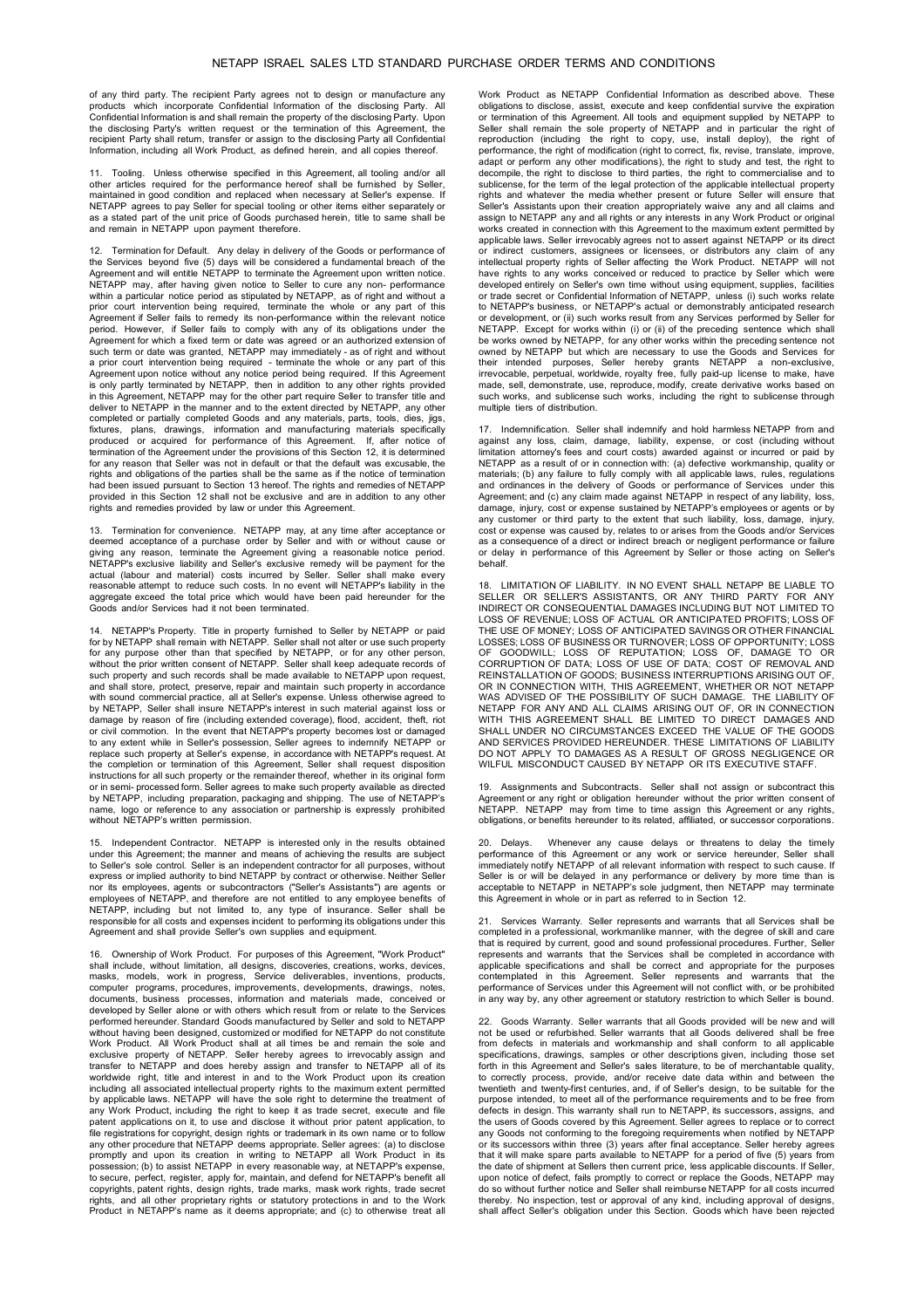of any third party. The recipient Party agrees not to design or manufacture any products which incorporate Confidential Information of the disclosing Party. All Confidential Information is and shall remain the property of the disclosing Party. Upon the disclosing Party's written request or the termination of this Agreement, the recipient Party shall return, transfer or assign to the disclosing Party all Confidential Information, including all Work Product, as defined herein, and all copies thereof.

11. Tooling. Unless otherwise specified in this Agreement, all tooling and/or all other articles required for the performance hereof shall be furnished by Seller, maintained in good condition and replaced when necessary at Seller's expense. If NETAPP agrees to pay Seller for special tooling or other items either separately or as a stated part of the unit price of Goods purchased herein, title to same shall be and remain in NETAPP upon payment therefore.

12. Termination for Default. Any delay in delivery of the Goods or performance of the Services beyond five (5) days will be considered a fundamental breach of the Agreement and will entitle NETAPP to terminate the Agreement upon written notice. NETAPP may, after having given notice to Seller to cure any non- performance within a particular notice period as stipulated by NETAPP, as of right and without a prior court intervention being required, terminate the whole or any part of this Agreement if Seller fails to remedy its non-performance within the relevant notice period. However, if Seller fails to comply with any of its obligations under the Agreement for which a fixed term or date was agreed or an authorized extension of such term or date was granted, NETAPP may immediately - as of right and without a prior court intervention being required - terminate the whole or any part of this Agreement upon notice without any notice period being required. If this Agreement is only partly terminated by NETAPP, then in addition to any other rights provided in this Agreement, NETAPP may for the other part require Seller to transfer title and deliver to NETAPP in the manner and to the extent directed by NETAPP, any other completed or partially completed Goods and any materials, parts, tools, dies, jigs, fixtures, plans, drawings, information and manufacturing materials specifically produced or acquired for performance of this Agreement. If, after notice of termination of the Agreement under the provisions of this Section 12, it is determined for any reason that Seller was not in default or that the default was excusable, the rights and obligations of the parties shall be the same as if the notice of termination had been issued pursuant to Section 13 hereof. The rights and remedies of NETAPP provided in this Section 12 shall not be exclusive and are in addition to any other rights and remedies provided by law or under this Agreement.

13. Termination for convenience. NETAPP may, at any time after acceptance or deemed acceptance of a purchase order by Seller and with or without cause or giving any reason, terminate the Agreement giving a reasonable notice period. NETAPP's exclusive liability and Seller's exclusive remedy will be payment for the actual (labour and material) costs incurred by Seller. Seller shall make every reasonable attempt to reduce such costs. In no event will NETAPP's liability in the aggregate exceed the total price which would have been paid hereunder for the Goods and/or Services had it not been terminated.

14. NETAPP's Property. Title in property furnished to Seller by NETAPP or paid for by NETAPP shall remain with NETAPP. Seller shall not alter or use such property for any purpose other than that specified by NETAPP, or for any other person, without the prior written consent of NETAPP. Seller shall keep adequate records of such property and such records shall be made available to NETAPP upon request, and shall store, protect, preserve, repair and maintain such property in accordance with sound commercial practice, all at Seller's expense. Unless otherwise agreed to by NETAPP, Seller shall insure NETAPP's interest in such material against loss or damage by reason of fire (including extended coverage), flood, accident, theft, riot or civil commotion. In the event that NETAPP's property becomes lost or damaged to any extent while in Seller's possession, Seller agrees to indemnify NETAPP or replace such property at Seller's expense, in accordance with NETAPP's request. At the completion or termination of this Agreement, Seller shall request disposition instructions for all such property or the remainder thereof, whether in its original form or in semi- processed form. Seller agrees to make such property available as directed by NETAPP, including preparation, packaging and shipping. The use of NETAPP's name, logo or reference to any association or partnership is expressly prohibited without NETAPP's written permission.

15. Independent Contractor. NETAPP is interested only in the results obtained under this Agreement; the manner and means of achieving the results are subject to Seller's sole control. Seller is an independent contractor for all purposes, without express or implied authority to bind NETAPP by contract or otherwise. Neither Seller nor its employees, agents or subcontractors ("Seller's Assistants") are agents or employees of NETAPP, and therefore are not entitled to any employee benefits of NETAPP, including but not limited to, any type of insurance. Seller shall be responsible for all costs and expenses incident to performing its obligations under this Agreement and shall provide Seller's own supplies and equipment.

16. Ownership of Work Product. For purposes of this Agreement, "Work Product" shall include, without limitation, all designs, discoveries, creations, works, devices, masks, models, work in progress, Service deliverables, inventions, products, computer programs, procedures, improvements, developments, drawings, notes, documents, business processes, information and materials made, conceived or developed by Seller alone or with others which result from or relate to the Services performed hereunder. Standard Goods manufactured by Seller and sold to NETAPP without having been designed, customized or modified for NETAPP do not constitute Work Product. All Work Product shall at all times be and remain the sole and exclusive property of NETAPP. Seller hereby agrees to irrevocably assign and transfer to NETAPP and does hereby assign and transfer to NETAPP all of its worldwide right, title and interest in and to the Work Product upon its creation including all associated intellectual property rights to the maximum extent permitted by applicable laws. NETAPP will have the sole right to determine the treatment of any Work Product, including the right to keep it as trade secret, execute and file patent applications on it, to use and disclose it without prior patent application, to file registrations for copyright, design rights or trademark in its own name or to follow any other procedure that NETAPP deems appropriate. Seller agrees: (a) to disclose promptly and upon its creation in writing to NETAPP all Work Product in its possession; (b) to assist NETAPP in every reasonable way, at NETAPP's expense, to secure, perfect, register, apply for, maintain, and defend for NETAPP's benefit all copyrights, patent rights, design rights, trade marks, mask work rights, trade secret rights, and all other proprietary rights or statutory protections in and to the Work Product in NETAPP's name as it deems appropriate; and (c) to otherwise treat all Work Product as NETAPP Confidential Information as described above. These obligations to disclose, assist, execute and keep confidential survive the expiration or termination of this Agreement. All tools and equipment supplied by NETAPP to Seller shall remain the sole property of NETAPP and in particular the right of reproduction (including the right to copy, use, install deploy), the right of performance, the right of modification (right to correct, fix, revise, translate, improve, adapt or perform any other modifications), the right to study and test, the right to decompile, the right to disclose to third parties, the right to commercialise and to sublicense, for the term of the legal protection of the applicable intellectual property rights and whatever the media whether present or future Seller will ensure that Seller's Assistants upon their creation appropriately waive any and all claims and assign to NETAPP any and all rights or any interests in any Work Product or original works created in connection with this Agreement to the maximum extent permitted by applicable laws. Seller irrevocably agrees not to assert against NETAPP or its direct or indirect customers, assignees or licensees, or distributors any claim of any intellectual property rights of Seller affecting the Work Product. NETAPP will not have rights to any works conceived or reduced to practice by Seller which were developed entirely on Seller's own time without using equipment, supplies, facilities or trade secret or Confidential Information of NETAPP, unless (i) such works relate to NETAPP's business, or NETAPP's actual or demonstrably anticipated research or development, or (ii) such works result from any Services performed by Seller for NETAPP. Except for works within (i) or (ii) of the preceding sentence which shall be works owned by NETAPP, for any other works within the preceding sentence not owned by NETAPP but which are necessary to use the Goods and Services for their intended purposes, Seller hereby grants NETAPP a non-exclusive, irrevocable, perpetual, worldwide, royalty free, fully paid-up license to make, have made, sell, demonstrate, use, reproduce, modify, create derivative works based on such works, and sublicense such works, including the right to sublicense through multiple tiers of distribution.

17. Indemnification. Seller shall indemnify and hold harmless NETAPP from and against any loss, claim, damage, liability, expense, or cost (including without limitation attorney's fees and court costs) awarded against or incurred or paid by NETAPP as a result of or in connection with: (a) defective workmanship, quality or materials; (b) any failure to fully comply with all applicable laws, rules, regulations and ordinances in the delivery of Goods or performance of Services under this Agreement; and (c) any claim made against NETAPP in respect of any liability, loss, damage, injury, cost or expense sustained by NETAPP's employees or agents or by any customer or third party to the extent that such liability, loss, damage, injury, cost or expense was caused by, relates to or arises from the Goods and/or Services as a consequence of a direct or indirect breach or negligent performance or failure or delay in performance of this Agreement by Seller or those acting on Seller's behalf.

18. LIMITATION OF LIABILITY. IN NO EVENT SHALL NETAPP BE LIABLE TO SELLER OR SELLER'S ASSISTANTS, OR ANY THIRD PARTY FOR ANY INDIRECT OR CONSEQUENTIAL DAMAGES INCLUDING BUT NOT LIMITED TO LOSS OF REVENUE; LOSS OF ACTUAL OR ANTICIPATED PROFITS; LOSS OF THE USE OF MONEY; LOSS OF ANTICIPATED SAVINGS OR OTHER FINANCIAL LOSSES; LOSS OF BUSINESS OR TURNOVER; LOSS OF OPPORTUNITY; LOSS OF GOODWILL; LOSS OF REPUTATION; LOSS OF, DAMAGE TO OR CORRUPTION OF DATA; LOSS OF USE OF DATA; COST OF REMOVAL AND REINSTALLATION OF GOODS; BUSINESS INTERRUPTIONS ARISING OUT OF, OR IN CONNECTION WITH, THIS AGREEMENT, WHETHER OR NOT NETAPP WAS ADVISED OF THE POSSIBILITY OF SUCH DAMAGE. THE LIABILITY OF NETAPP FOR ANY AND ALL CLAIMS ARISING OUT OF, OR IN CONNECTION WITH THIS AGREEMENT SHALL BE LIMITED TO DIRECT DAMAGES AND SHALL UNDER NO CIRCUMSTANCES EXCEED THE VALUE OF THE GOODS AND SERVICES PROVIDED HEREUNDER. THESE LIMITATIONS OF LIABILITY DO NOT APPLY TO DAMAGES AS A RESULT OF GROSS NEGLIGENCE OR WILFUL MISCONDUCT CAUSED BY NETAPP OR ITS EXECUTIVE STAFF.

19. Assignments and Subcontracts. Seller shall not assign or subcontract this Agreement or any right or obligation hereunder without the prior written consent of NETAPP. NETAPP may from time to time assign this Agreement or any rights, obligations, or benefits hereunder to its related, affiliated, or successor corporations.

20. Delays. Whenever any cause delays or threatens to delay the timely performance of this Agreement or any work or service hereunder, Seller shall immediately notify NETAPP of all relevant information with respect to such cause. If Seller is or will be delayed in any performance or delivery by more time than is acceptable to NETAPP in NETAPP's sole judgment, then NETAPP may terminate this Agreement in whole or in part as referred to in Section 12.

21. Services Warranty. Seller represents and warrants that all Services shall be completed in a professional, workmanlike manner, with the degree of skill and care that is required by current, good and sound professional procedures. Further, Seller represents and warrants that the Services shall be completed in accordance with applicable specifications and shall be correct and appropriate for the purposes contemplated in this Agreement. Seller represents and warrants that the performance of Services under this Agreement will not conflict with, or be prohibited in any way by, any other agreement or statutory restriction to which Seller is bound.

22. Goods Warranty. Seller warrants that all Goods provided will be new and will not be used or refurbished. Seller warrants that all Goods delivered shall be free from defects in materials and workmanship and shall conform to all applicable specifications, drawings, samples or other descriptions given, including those set forth in this Agreement and Seller's sales literature, to be of merchantable quality, to correctly process, provide, and/or receive date data within and between the twentieth and twenty-first centuries, and, if of Seller's design, to be suitable for the purpose intended, to meet all of the performance requirements and to be free from defects in design. This warranty shall run to NETAPP, its successors, assigns, and the users of Goods covered by this Agreement. Seller agrees to replace or to correct any Goods not conforming to the foregoing requirements when notified by NETAPP or its successors within three (3) years after final acceptance. Seller hereby agrees that it will make spare parts available to NETAPP for a period of five (5) years from the date of shipment at Sellers then current price, less applicable discounts. If Seller, upon notice of defect, fails promptly to correct or replace the Goods, NETAPP may do so without further notice and Seller shall reimburse NETAPP for all costs incurred thereby. No inspection, test or approval of any kind, including approval of designs, shall affect Seller's obligation under this Section. Goods which have been rejected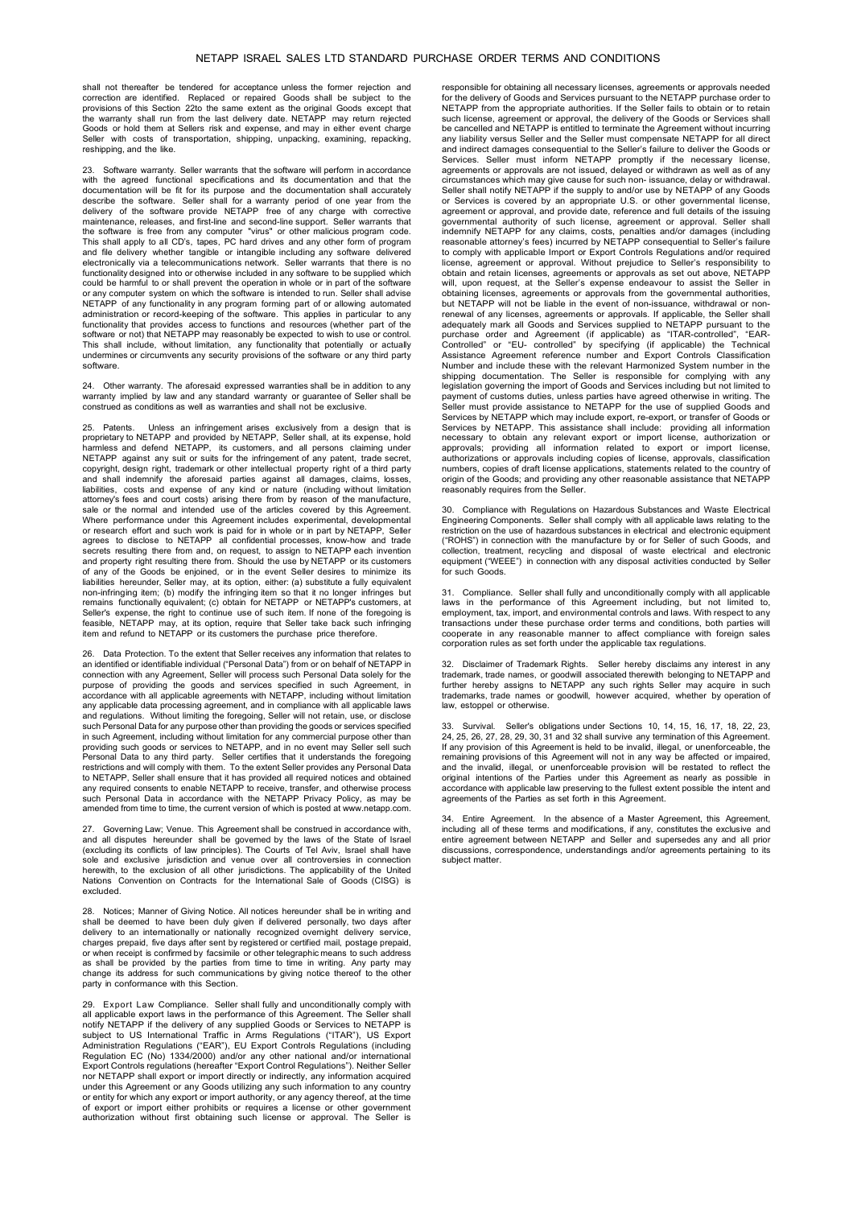shall not thereafter be tendered for acceptance unless the former rejection and correction are identified. Replaced or repaired Goods shall be subject to the provisions of this Section 22to the same extent as the original Goods except that the warranty shall run from the last delivery date. NETAPP may return rejected Goods or hold them at Sellers risk and expense, and may in either event charge Seller with costs of transportation, shipping, unpacking, examining, repacking, reshipping, and the like.

23. Software warranty. Seller warrants that the software will perform in accordance with the agreed functional specifications and its documentation and that the documentation will be fit for its purpose and the documentation shall accurately describe the software. Seller shall for a warranty period of one year from the delivery of the software provide NETAPP free of any charge with corrective maintenance, releases, and first-line and second-line support. Seller warrants that the software is free from any computer "virus" or other malicious program code. This shall apply to all CD's, tapes, PC hard drives and any other form of program and file delivery whether tangible or intangible including any software delivered electronically via a telecommunications network. Seller warrants that there is no functionality designed into or otherwise included in any software to be supplied which could be harmful to or shall prevent the operation in whole or in part of the software or any computer system on which the software is intended to run. Seller shall advise NETAPP of any functionality in any program forming part of or allowing automated administration or record-keeping of the software. This applies in particular to any functionality that provides access to functions and resources (whether part of the software or not) that NETAPP may reasonably be expected to wish to use or control. This shall include, without limitation, any functionality that potentially or actually undermines or circumvents any security provisions of the software or any third party software.

24. Other warranty. The aforesaid expressed warranties shall be in addition to any warranty implied by law and any standard warranty or guarantee of Seller shall be construed as conditions as well as warranties and shall not be exclusive.

25. Patents. Unless an infringement arises exclusively from a design that is proprietary to NETAPP and provided by NETAPP, Seller shall, at its expense, hold harmless and defend NETAPP, its customers, and all persons claiming under NETAPP against any suit or suits for the infringement of any patent, trade secret, copyright, design right, trademark or other intellectual property right of a third party and shall indemnify the aforesaid parties against all damages, claims, losses, liabilities, costs and expense of any kind or nature (including without limitation attorney's fees and court costs) arising there from by reason of the manufacture, sale or the normal and intended use of the articles covered by this Agreement. Where performance under this Agreement includes experimental, developmental or research effort and such work is paid for in whole or in part by NETAPP, Seller agrees to disclose to NETAPP all confidential processes, know-how and trade secrets resulting there from and, on request, to assign to NETAPP each invention and property right resulting there from. Should the use by NETAPP or its customers of any of the Goods be enjoined, or in the event Seller desires to minimize its liabilities hereunder, Seller may, at its option, either: (a) substitute a fully equivalent non-infringing item; (b) modify the infringing item so that it no longer infringes but remains functionally equivalent; (c) obtain for NETAPP or NETAPP's customers, at Seller's expense, the right to continue use of such item. If none of the foregoing is feasible, NETAPP may, at its option, require that Seller take back such infringing item and refund to NETAPP or its customers the purchase price therefore.

26. Data Protection. To the extent that Seller receives any information that relates to an identified or identifiable individual ("Personal Data") from or on behalf of NETAPP in connection with any Agreement, Seller will process such Personal Data solely for the purpose of providing the goods and services specified in such Agreement, in accordance with all applicable agreements with NETAPP, including without limitation any applicable data processing agreement, and in compliance with all applicable laws and regulations. Without limiting the foregoing, Seller will not retain, use, or disclose such Personal Data for any purpose other than providing the goods or services specified in such Agreement, including without limitation for any commercial purpose other than providing such goods or services to NETAPP, and in no event may Seller sell such Personal Data to any third party. Seller certifies that it understands the foregoing restrictions and will comply with them. To the extent Seller provides any Personal Data to NETAPP, Seller shall ensure that it has provided all required notices and obtained any required consents to enable NETAPP to receive, transfer, and otherwise process such Personal Data in accordance with the NETAPP Privacy Policy, as may be amended from time to time, the current version of which is posted at www.netapp.com.

27. Governing Law; Venue. This Agreement shall be construed in accordance with, and all disputes hereunder shall be governed by the laws of the State of Israel (excluding its conflicts of law principles). The Courts of Tel Aviv, Israel shall have sole and exclusive jurisdiction and venue over all controversies in connection herewith, to the exclusion of all other jurisdictions. The applicability of the United Nations Convention on Contracts for the International Sale of Goods (CISG) is excluded.

28. Notices; Manner of Giving Notice. All notices hereunder shall be in writing and shall be deemed to have been duly given if delivered personally, two days after delivery to an internationally or nationally recognized overnight delivery service, charges prepaid, five days after sent by registered or certified mail, postage prepaid, or when receipt is confirmed by facsimile or other telegraphic means to such address as shall be provided by the parties from time to time in writing. Any party may change its address for such communications by giving notice thereof to the other party in conformance with this Section.

29. Export Law Compliance. Seller shall fully and unconditionally comply with all applicable export laws in the performance of this Agreement. The Seller shall notify NETAPP if the delivery of any supplied Goods or Services to NETAPP is subject to US International Traffic in Arms Regulations ("ITAR"), US Export Administration Regulations ("EAR"), EU Export Controls Regulations (including Regulation EC (No) 1334/2000) and/or any other national and/or international Export Controls regulations (hereafter "Export Control Regulations"). Neither Seller nor NETAPP shall export or import directly or indirectly, any information acquired under this Agreement or any Goods utilizing any such information to any country or entity for which any export or import authority, or any agency thereof, at the time of export or import either prohibits or requires a license or other government authorization without first obtaining such license or approval. The Seller is responsible for obtaining all necessary licenses, agreements or approvals needed for the delivery of Goods and Services pursuant to the NETAPP purchase order to NETAPP from the appropriate authorities. If the Seller fails to obtain or to retain such license, agreement or approval, the delivery of the Goods or Services shall be cancelled and NETAPP is entitled to terminate the Agreement without incurring any liability versus Seller and the Seller must compensate NETAPP for all direct and indirect damages consequential to the Seller's failure to deliver the Goods or Services. Seller must inform NETAPP promptly if the necessary license, agreements or approvals are not issued, delayed or withdrawn as well as of any circumstances which may give cause for such non- issuance, delay or withdrawal. Seller shall notify NETAPP if the supply to and/or use by NETAPP of any Goods or Services is covered by an appropriate U.S. or other governmental license, agreement or approval, and provide date, reference and full details of the issuing governmental authority of such license, agreement or approval. Seller shall indemnify NETAPP for any claims, costs, penalties and/or damages (including reasonable attorney's fees) incurred by NETAPP consequential to Seller's failure to comply with applicable Import or Export Controls Regulations and/or required license, agreement or approval. Without prejudice to Seller's responsibility to obtain and retain licenses, agreements or approvals as set out above, NETAPP will, upon request, at the Seller's expense endeavour to assist the Seller in obtaining licenses, agreements or approvals from the governmental authorities, but NETAPP will not be liable in the event of non-issuance, withdrawal or non-renewal of any licenses, agreements or approvals. If applicable, the Seller shall adequately mark all Goods and Services supplied to NETAPP pursuant to the purchase order and Agreement (if applicable) as "ITAR-controlled", "EAR-Controlled" or "EU- controlled" by specifying (if applicable) the Technical Assistance Agreement reference number and Export Controls Classification Number and include these with the relevant Harmonized System number in the shipping documentation. The Seller is responsible for complying with any legislation governing the import of Goods and Services including but not limited to payment of customs duties, unless parties have agreed otherwise in writing. The Seller must provide assistance to NETAPP for the use of supplied Goods and Services by NETAPP which may include export, re-export, or transfer of Goods or Services by NETAPP. This assistance shall include: providing all information necessary to obtain any relevant export or import license, authorization or approvals; providing all information related to export or import license, authorizations or approvals including copies of license, approvals, classification numbers, copies of draft license applications, statements related to the country of origin of the Goods; and providing any other reasonable assistance that NETAPP reasonably requires from the Seller.

30. Compliance with Regulations on Hazardous Substances and Waste Electrical Engineering Components. Seller shall comply with all applicable laws relating to the restriction on the use of hazardous substances in electrical and electronic equipment ("ROHS") in connection with the manufacture by or for Seller of such Goods, and collection, treatment, recycling and disposal of waste electrical and electronic equipment ("WEEE") in connection with any disposal activities conducted by Seller for such Goods.

31. Compliance. Seller shall fully and unconditionally comply with all applicable laws in the performance of this Agreement including, but not limited to, employment, tax, import, and environmental controls and laws. With respect to any transactions under these purchase order terms and conditions, both parties will cooperate in any reasonable manner to affect compliance with foreign sales corporation rules as set forth under the applicable tax regulations.

32. Disclaimer of Trademark Rights. Seller hereby disclaims any interest in any trademark, trade names, or goodwill associated therewith belonging to NETAPP and further hereby assigns to NETAPP any such rights Seller may acquire in such trademarks, trade names or goodwill, however acquired, whether by operation of law, estoppel or otherwise.

33. Survival. Seller's obligations under Sections 10, 14, 15, 16, 17, 18, 22, 23, 24, 25, 26, 27, 28, 29, 30, 31 and 32 shall survive any termination of this Agreement. If any provision of this Agreement is held to be invalid, illegal, or unenforceable, the remaining provisions of this Agreement will not in any way be affected or impaired, and the invalid, illegal, or unenforceable provision will be restated to reflect the original intentions of the Parties under this Agreement as nearly as possible in accordance with applicable law preserving to the fullest extent possible the intent and agreements of the Parties as set forth in this Agreement.

34. Entire Agreement. In the absence of a Master Agreement, this Agreement, including all of these terms and modifications, if any, constitutes the exclusive and entire agreement between NETAPP and Seller and supersedes any and all prior discussions, correspondence, understandings and/or agreements pertaining to its subject matter.